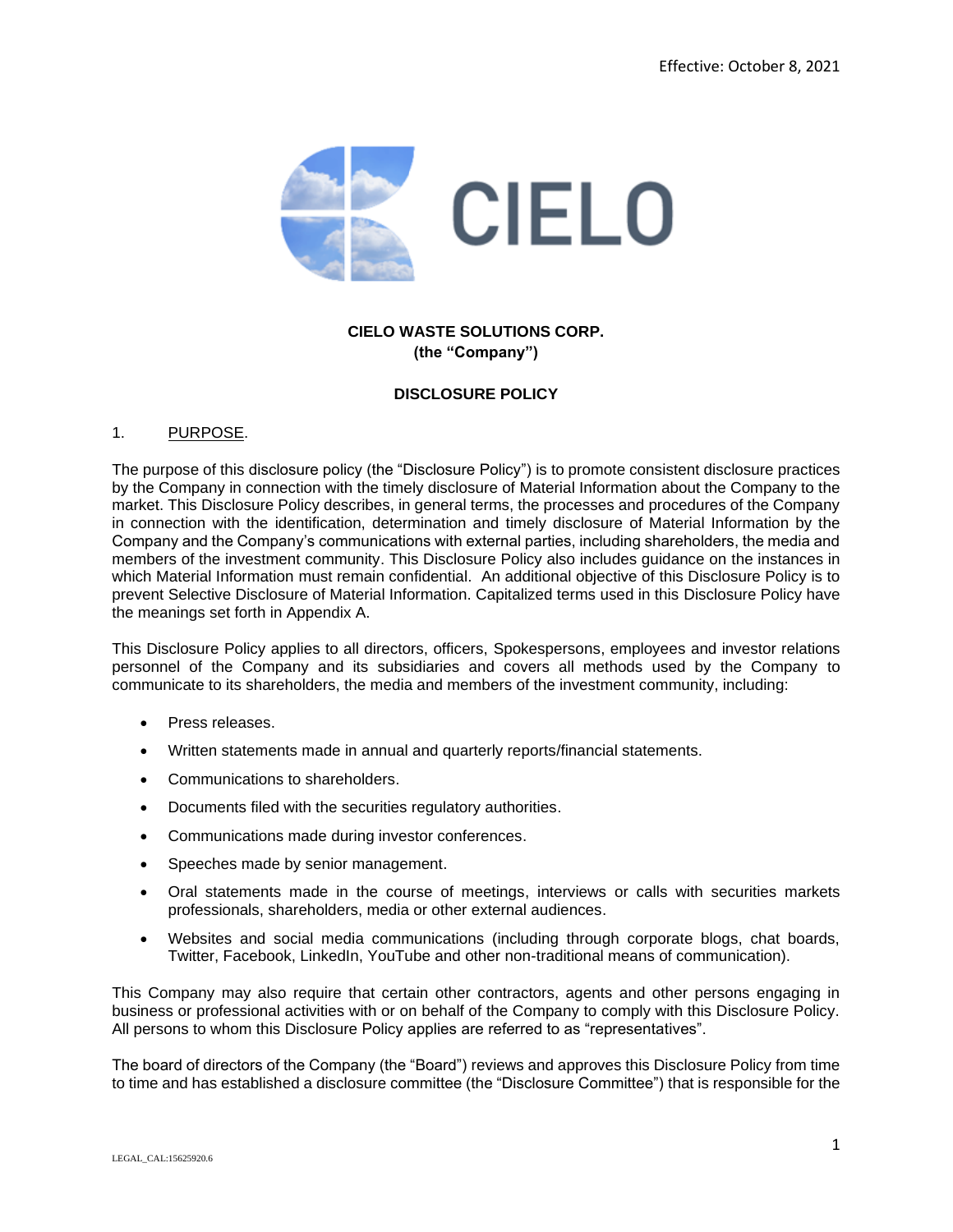Effective: October 8, 2021

CIELO

**CIELO WASTE SOLUTIONS CORP.**
**(the "Company")**

**DISCLOSURE POLICY**

1. PURPOSE.

The purpose of this disclosure policy (the "Disclosure Policy") is to promote consistent disclosure practices by the Company in connection with the timely disclosure of Material Information about the Company to the market. This Disclosure Policy describes, in general terms, the processes and procedures of the Company in connection with the identification, determination and timely disclosure of Material Information by the Company and the Company's communications with external parties, including shareholders, the media and members of the investment community. This Disclosure Policy also includes guidance on the instances in which Material Information must remain confidential. An additional objective of this Disclosure Policy is to prevent Selective Disclosure of Material Information. Capitalized terms used in this Disclosure Policy have the meanings set forth in Appendix A.

This Disclosure Policy applies to all directors, officers, Spokespersons, employees and investor relations personnel of the Company and its subsidiaries and covers all methods used by the Company to communicate to its shareholders, the media and members of the investment community, including:

- Press releases.
- Written statements made in annual and quarterly reports/financial statements.
- Communications to shareholders.
- Documents filed with the securities regulatory authorities.
- Communications made during investor conferences.
- Speeches made by senior management.
- Oral statements made in the course of meetings, interviews or calls with securities markets professionals, shareholders, media or other external audiences.
- Websites and social media communications (including through corporate blogs, chat boards, Twitter, Facebook, LinkedIn, YouTube and other non-traditional means of communication).

This Company may also require that certain other contractors, agents and other persons engaging in business or professional activities with or on behalf of the Company to comply with this Disclosure Policy. All persons to whom this Disclosure Policy applies are referred to as "representatives".

The board of directors of the Company (the "Board") reviews and approves this Disclosure Policy from time to time and has established a disclosure committee (the "Disclosure Committee") that is responsible for the

LEGAL_CAL:15625920.6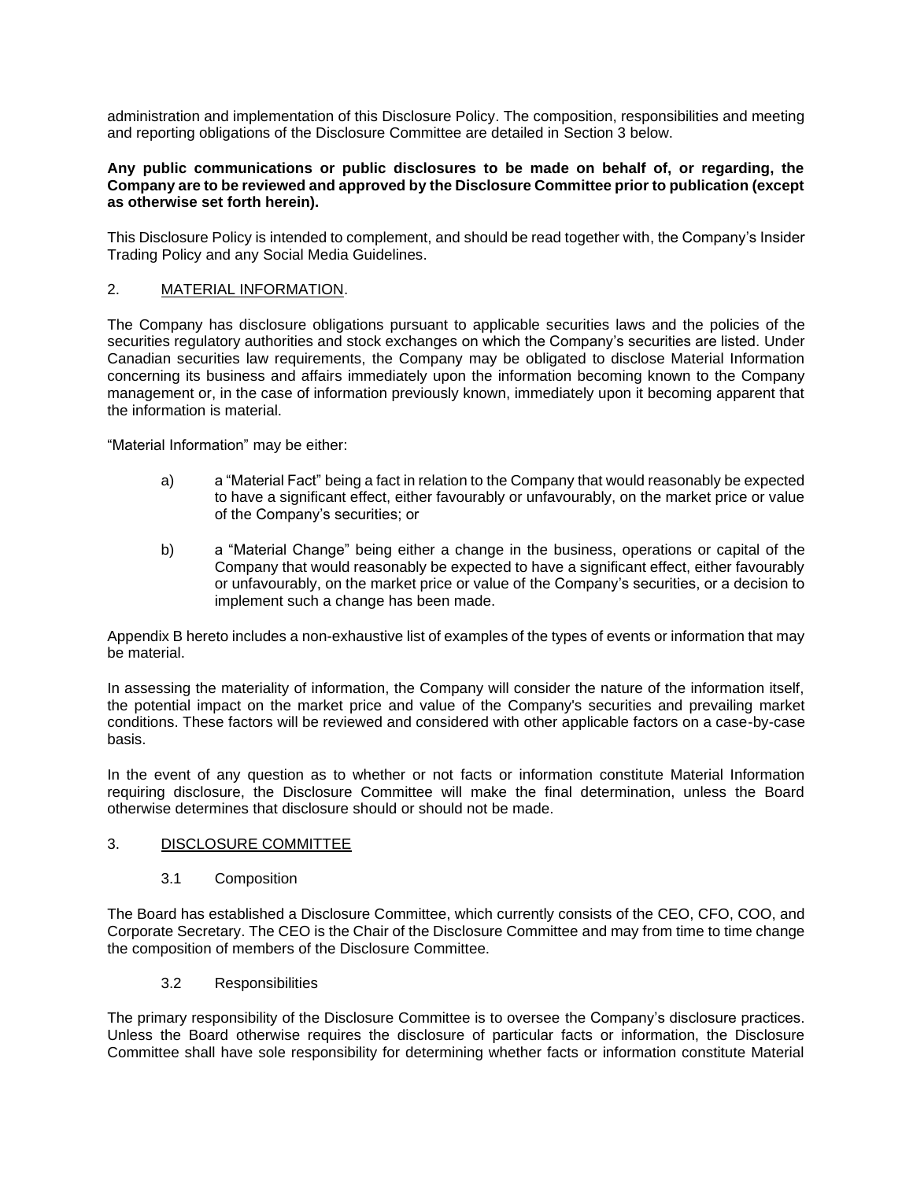administration and implementation of this Disclosure Policy. The composition, responsibilities and meeting and reporting obligations of the Disclosure Committee are detailed in Section 3 below.

**Any public communications or public disclosures to be made on behalf of, or regarding, the Company are to be reviewed and approved by the Disclosure Committee prior to publication (except as otherwise set forth herein).**

This Disclosure Policy is intended to complement, and should be read together with, the Company's Insider Trading Policy and any Social Media Guidelines.

## 2. MATERIAL INFORMATION.

The Company has disclosure obligations pursuant to applicable securities laws and the policies of the securities regulatory authorities and stock exchanges on which the Company's securities are listed. Under Canadian securities law requirements, the Company may be obligated to disclose Material Information concerning its business and affairs immediately upon the information becoming known to the Company management or, in the case of information previously known, immediately upon it becoming apparent that the information is material.

"Material Information" may be either:

a) a "Material Fact" being a fact in relation to the Company that would reasonably be expected to have a significant effect, either favourably or unfavourably, on the market price or value of the Company's securities; or

b) a "Material Change" being either a change in the business, operations or capital of the Company that would reasonably be expected to have a significant effect, either favourably or unfavourably, on the market price or value of the Company's securities, or a decision to implement such a change has been made.

Appendix B hereto includes a non-exhaustive list of examples of the types of events or information that may be material.

In assessing the materiality of information, the Company will consider the nature of the information itself, the potential impact on the market price and value of the Company's securities and prevailing market conditions. These factors will be reviewed and considered with other applicable factors on a case-by-case basis.

In the event of any question as to whether or not facts or information constitute Material Information requiring disclosure, the Disclosure Committee will make the final determination, unless the Board otherwise determines that disclosure should or should not be made.

## 3. DISCLOSURE COMMITTEE

### 3.1 Composition

The Board has established a Disclosure Committee, which currently consists of the CEO, CFO, COO, and Corporate Secretary. The CEO is the Chair of the Disclosure Committee and may from time to time change the composition of members of the Disclosure Committee.

### 3.2 Responsibilities

The primary responsibility of the Disclosure Committee is to oversee the Company's disclosure practices. Unless the Board otherwise requires the disclosure of particular facts or information, the Disclosure Committee shall have sole responsibility for determining whether facts or information constitute Material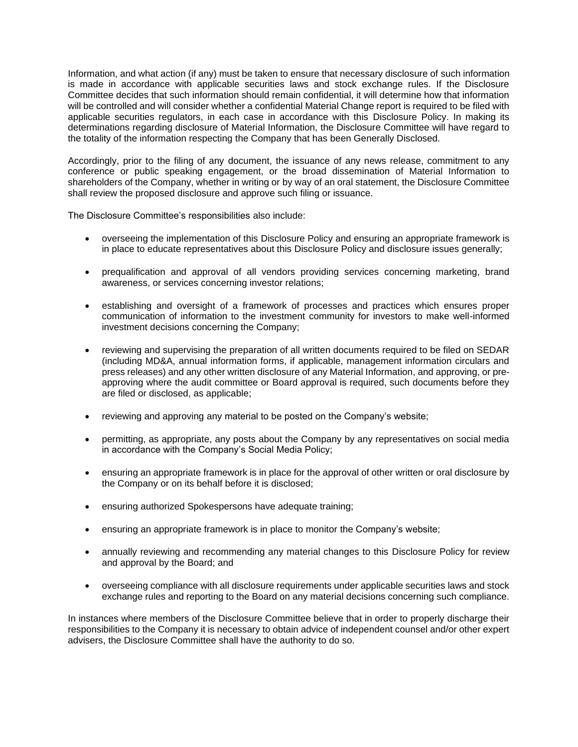Information, and what action (if any) must be taken to ensure that necessary disclosure of such information is made in accordance with applicable securities laws and stock exchange rules. If the Disclosure Committee decides that such information should remain confidential, it will determine how that information will be controlled and will consider whether a confidential Material Change report is required to be filed with applicable securities regulators, in each case in accordance with this Disclosure Policy. In making its determinations regarding disclosure of Material Information, the Disclosure Committee will have regard to the totality of the information respecting the Company that has been Generally Disclosed.

Accordingly, prior to the filing of any document, the issuance of any news release, commitment to any conference or public speaking engagement, or the broad dissemination of Material Information to shareholders of the Company, whether in writing or by way of an oral statement, the Disclosure Committee shall review the proposed disclosure and approve such filing or issuance.

The Disclosure Committee's responsibilities also include:

- overseeing the implementation of this Disclosure Policy and ensuring an appropriate framework is in place to educate representatives about this Disclosure Policy and disclosure issues generally;
- prequalification and approval of all vendors providing services concerning marketing, brand awareness, or services concerning investor relations;
- establishing and oversight of a framework of processes and practices which ensures proper communication of information to the investment community for investors to make well-informed investment decisions concerning the Company;
- reviewing and supervising the preparation of all written documents required to be filed on SEDAR (including MD&A, annual information forms, if applicable, management information circulars and press releases) and any other written disclosure of any Material Information, and approving, or pre-approving where the audit committee or Board approval is required, such documents before they are filed or disclosed, as applicable;
- reviewing and approving any material to be posted on the Company's website;
- permitting, as appropriate, any posts about the Company by any representatives on social media in accordance with the Company's Social Media Policy;
- ensuring an appropriate framework is in place for the approval of other written or oral disclosure by the Company or on its behalf before it is disclosed;
- ensuring authorized Spokespersons have adequate training;
- ensuring an appropriate framework is in place to monitor the Company's website;
- annually reviewing and recommending any material changes to this Disclosure Policy for review and approval by the Board; and
- overseeing compliance with all disclosure requirements under applicable securities laws and stock exchange rules and reporting to the Board on any material decisions concerning such compliance.

In instances where members of the Disclosure Committee believe that in order to properly discharge their responsibilities to the Company it is necessary to obtain advice of independent counsel and/or other expert advisers, the Disclosure Committee shall have the authority to do so.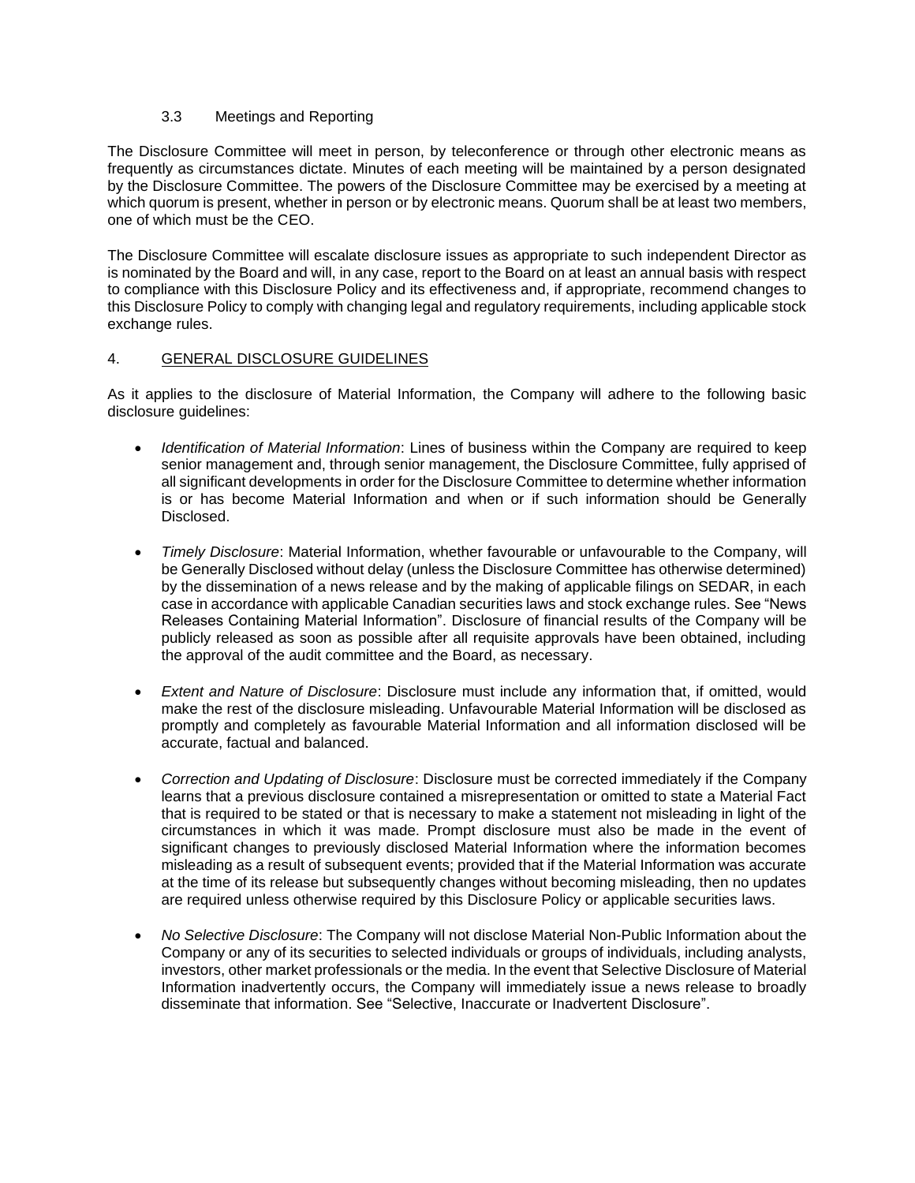### 3.3 Meetings and Reporting

The Disclosure Committee will meet in person, by teleconference or through other electronic means as frequently as circumstances dictate. Minutes of each meeting will be maintained by a person designated by the Disclosure Committee. The powers of the Disclosure Committee may be exercised by a meeting at which quorum is present, whether in person or by electronic means. Quorum shall be at least two members, one of which must be the CEO.

The Disclosure Committee will escalate disclosure issues as appropriate to such independent Director as is nominated by the Board and will, in any case, report to the Board on at least an annual basis with respect to compliance with this Disclosure Policy and its effectiveness and, if appropriate, recommend changes to this Disclosure Policy to comply with changing legal and regulatory requirements, including applicable stock exchange rules.

## 4. GENERAL DISCLOSURE GUIDELINES

As it applies to the disclosure of Material Information, the Company will adhere to the following basic disclosure guidelines:

- *Identification of Material Information*: Lines of business within the Company are required to keep senior management and, through senior management, the Disclosure Committee, fully apprised of all significant developments in order for the Disclosure Committee to determine whether information is or has become Material Information and when or if such information should be Generally Disclosed.

- *Timely Disclosure*: Material Information, whether favourable or unfavourable to the Company, will be Generally Disclosed without delay (unless the Disclosure Committee has otherwise determined) by the dissemination of a news release and by the making of applicable filings on SEDAR, in each case in accordance with applicable Canadian securities laws and stock exchange rules. See "News Releases Containing Material Information". Disclosure of financial results of the Company will be publicly released as soon as possible after all requisite approvals have been obtained, including the approval of the audit committee and the Board, as necessary.

- *Extent and Nature of Disclosure*: Disclosure must include any information that, if omitted, would make the rest of the disclosure misleading. Unfavourable Material Information will be disclosed as promptly and completely as favourable Material Information and all information disclosed will be accurate, factual and balanced.

- *Correction and Updating of Disclosure*: Disclosure must be corrected immediately if the Company learns that a previous disclosure contained a misrepresentation or omitted to state a Material Fact that is required to be stated or that is necessary to make a statement not misleading in light of the circumstances in which it was made. Prompt disclosure must also be made in the event of significant changes to previously disclosed Material Information where the information becomes misleading as a result of subsequent events; provided that if the Material Information was accurate at the time of its release but subsequently changes without becoming misleading, then no updates are required unless otherwise required by this Disclosure Policy or applicable securities laws.

- *No Selective Disclosure*: The Company will not disclose Material Non-Public Information about the Company or any of its securities to selected individuals or groups of individuals, including analysts, investors, other market professionals or the media. In the event that Selective Disclosure of Material Information inadvertently occurs, the Company will immediately issue a news release to broadly disseminate that information. See "Selective, Inaccurate or Inadvertent Disclosure".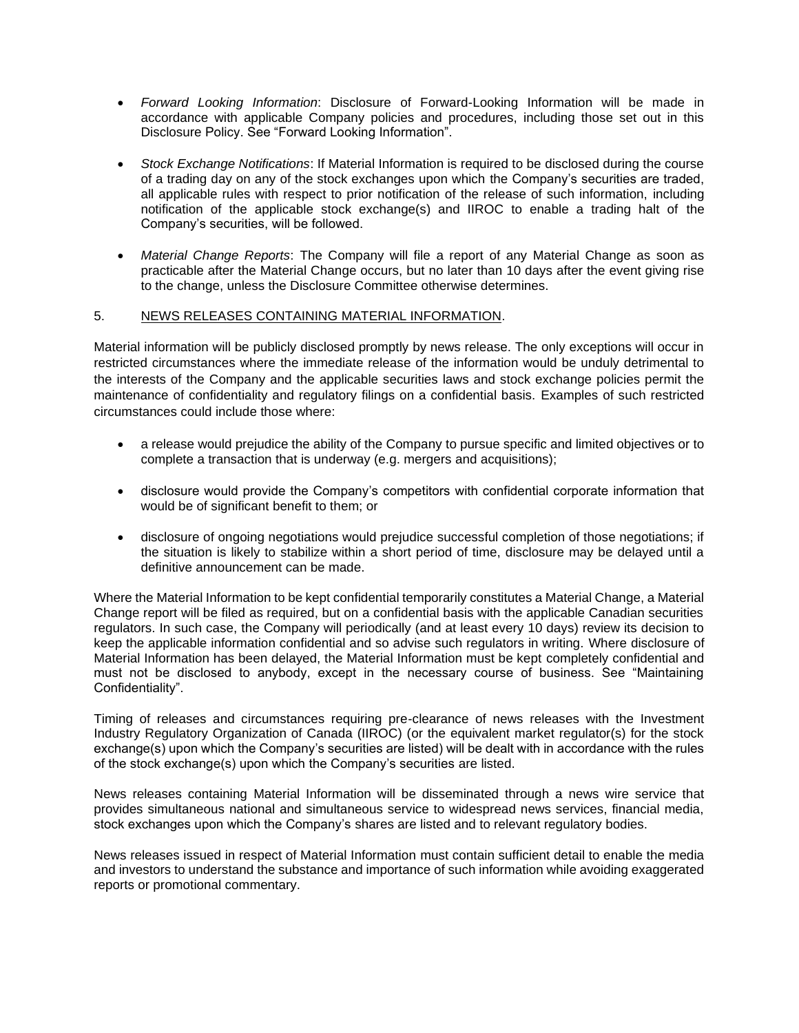- *Forward Looking Information*: Disclosure of Forward-Looking Information will be made in accordance with applicable Company policies and procedures, including those set out in this Disclosure Policy. See "Forward Looking Information".

- *Stock Exchange Notifications*: If Material Information is required to be disclosed during the course of a trading day on any of the stock exchanges upon which the Company's securities are traded, all applicable rules with respect to prior notification of the release of such information, including notification of the applicable stock exchange(s) and IIROC to enable a trading halt of the Company's securities, will be followed.

- *Material Change Reports*: The Company will file a report of any Material Change as soon as practicable after the Material Change occurs, but no later than 10 days after the event giving rise to the change, unless the Disclosure Committee otherwise determines.

## 5. NEWS RELEASES CONTAINING MATERIAL INFORMATION.

Material information will be publicly disclosed promptly by news release. The only exceptions will occur in restricted circumstances where the immediate release of the information would be unduly detrimental to the interests of the Company and the applicable securities laws and stock exchange policies permit the maintenance of confidentiality and regulatory filings on a confidential basis. Examples of such restricted circumstances could include those where:

- a release would prejudice the ability of the Company to pursue specific and limited objectives or to complete a transaction that is underway (e.g. mergers and acquisitions);

- disclosure would provide the Company's competitors with confidential corporate information that would be of significant benefit to them; or

- disclosure of ongoing negotiations would prejudice successful completion of those negotiations; if the situation is likely to stabilize within a short period of time, disclosure may be delayed until a definitive announcement can be made.

Where the Material Information to be kept confidential temporarily constitutes a Material Change, a Material Change report will be filed as required, but on a confidential basis with the applicable Canadian securities regulators. In such case, the Company will periodically (and at least every 10 days) review its decision to keep the applicable information confidential and so advise such regulators in writing. Where disclosure of Material Information has been delayed, the Material Information must be kept completely confidential and must not be disclosed to anybody, except in the necessary course of business. See "Maintaining Confidentiality".

Timing of releases and circumstances requiring pre-clearance of news releases with the Investment Industry Regulatory Organization of Canada (IIROC) (or the equivalent market regulator(s) for the stock exchange(s) upon which the Company's securities are listed) will be dealt with in accordance with the rules of the stock exchange(s) upon which the Company's securities are listed.

News releases containing Material Information will be disseminated through a news wire service that provides simultaneous national and simultaneous service to widespread news services, financial media, stock exchanges upon which the Company's shares are listed and to relevant regulatory bodies.

News releases issued in respect of Material Information must contain sufficient detail to enable the media and investors to understand the substance and importance of such information while avoiding exaggerated reports or promotional commentary.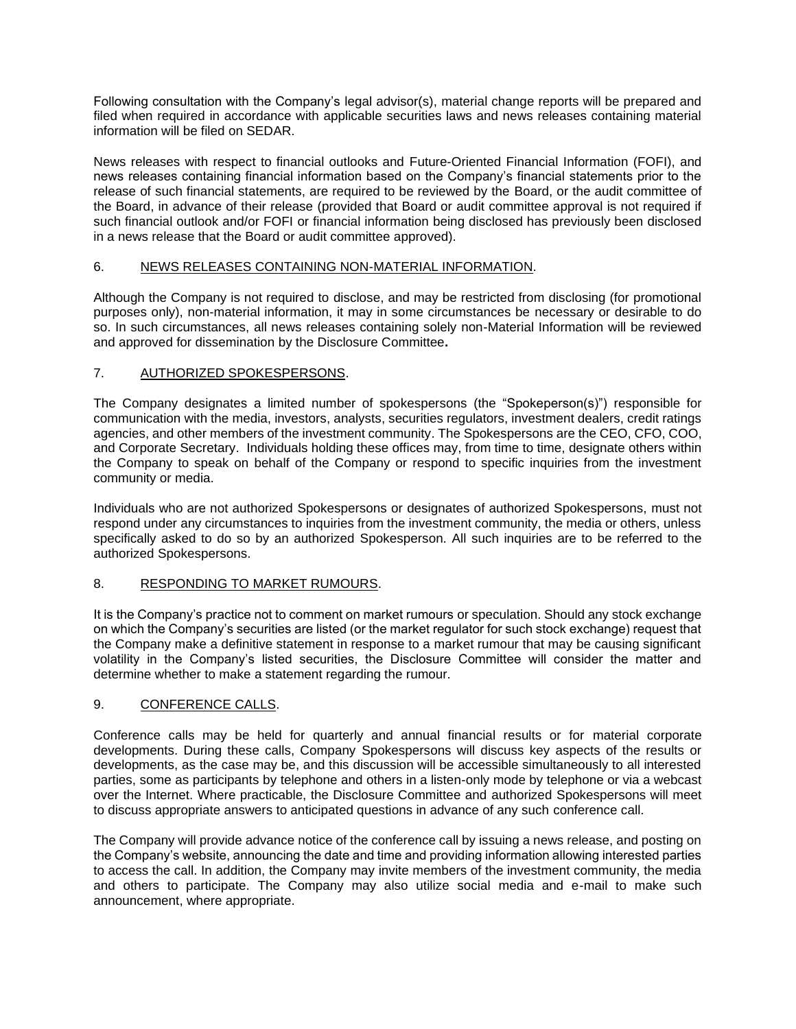Following consultation with the Company's legal advisor(s), material change reports will be prepared and filed when required in accordance with applicable securities laws and news releases containing material information will be filed on SEDAR.

News releases with respect to financial outlooks and Future-Oriented Financial Information (FOFI), and news releases containing financial information based on the Company's financial statements prior to the release of such financial statements, are required to be reviewed by the Board, or the audit committee of the Board, in advance of their release (provided that Board or audit committee approval is not required if such financial outlook and/or FOFI or financial information being disclosed has previously been disclosed in a news release that the Board or audit committee approved).

## 6. NEWS RELEASES CONTAINING NON-MATERIAL INFORMATION.

Although the Company is not required to disclose, and may be restricted from disclosing (for promotional purposes only), non-material information, it may in some circumstances be necessary or desirable to do so. In such circumstances, all news releases containing solely non-Material Information will be reviewed and approved for dissemination by the Disclosure Committee**.**

## 7. AUTHORIZED SPOKESPERSONS.

The Company designates a limited number of spokespersons (the "Spokeperson(s)") responsible for communication with the media, investors, analysts, securities regulators, investment dealers, credit ratings agencies, and other members of the investment community. The Spokespersons are the CEO, CFO, COO, and Corporate Secretary. Individuals holding these offices may, from time to time, designate others within the Company to speak on behalf of the Company or respond to specific inquiries from the investment community or media.

Individuals who are not authorized Spokespersons or designates of authorized Spokespersons, must not respond under any circumstances to inquiries from the investment community, the media or others, unless specifically asked to do so by an authorized Spokesperson. All such inquiries are to be referred to the authorized Spokespersons.

## 8. RESPONDING TO MARKET RUMOURS.

It is the Company's practice not to comment on market rumours or speculation. Should any stock exchange on which the Company's securities are listed (or the market regulator for such stock exchange) request that the Company make a definitive statement in response to a market rumour that may be causing significant volatility in the Company's listed securities, the Disclosure Committee will consider the matter and determine whether to make a statement regarding the rumour.

## 9. CONFERENCE CALLS.

Conference calls may be held for quarterly and annual financial results or for material corporate developments. During these calls, Company Spokespersons will discuss key aspects of the results or developments, as the case may be, and this discussion will be accessible simultaneously to all interested parties, some as participants by telephone and others in a listen-only mode by telephone or via a webcast over the Internet. Where practicable, the Disclosure Committee and authorized Spokespersons will meet to discuss appropriate answers to anticipated questions in advance of any such conference call.

The Company will provide advance notice of the conference call by issuing a news release, and posting on the Company's website, announcing the date and time and providing information allowing interested parties to access the call. In addition, the Company may invite members of the investment community, the media and others to participate. The Company may also utilize social media and e-mail to make such announcement, where appropriate.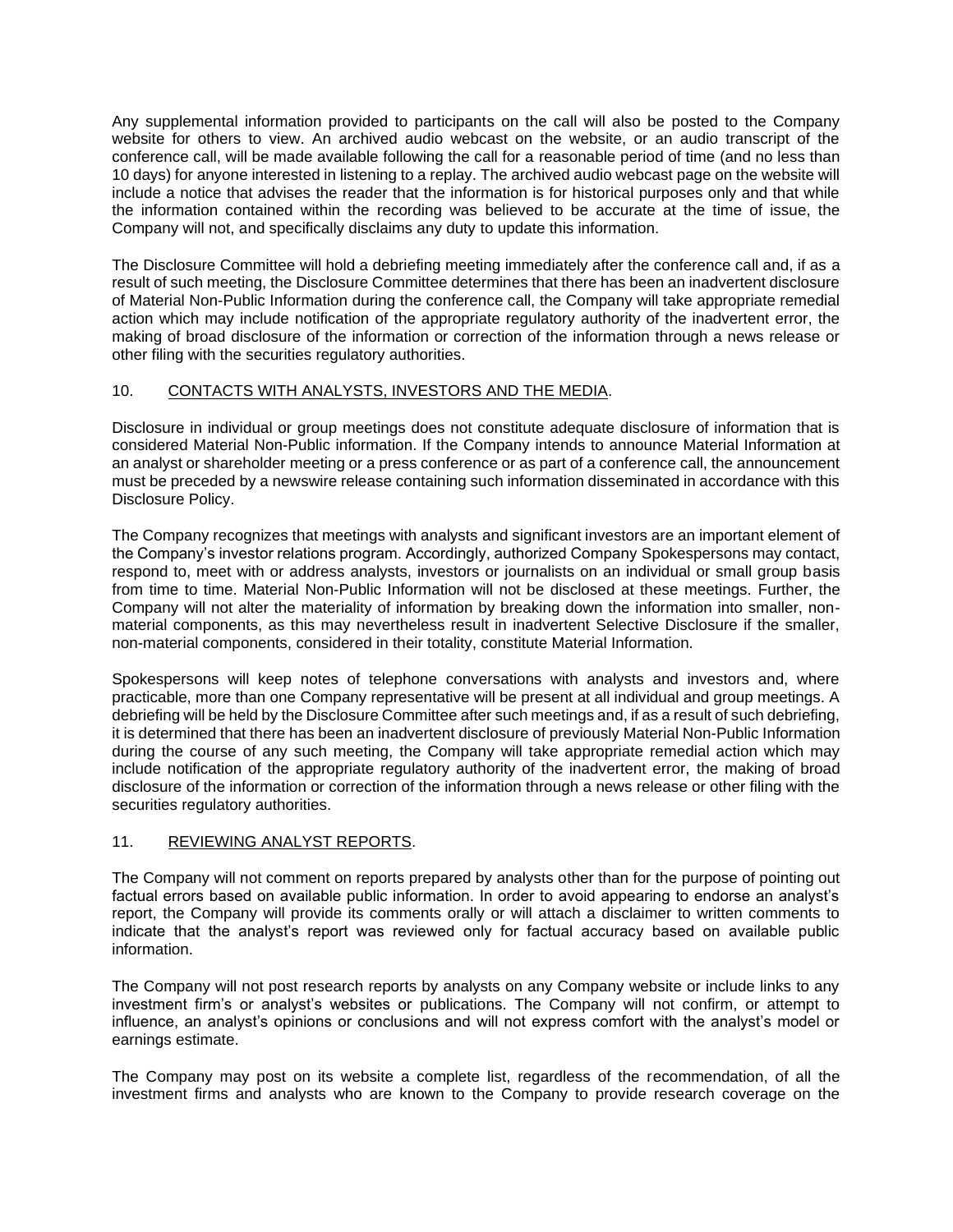Any supplemental information provided to participants on the call will also be posted to the Company website for others to view. An archived audio webcast on the website, or an audio transcript of the conference call, will be made available following the call for a reasonable period of time (and no less than 10 days) for anyone interested in listening to a replay. The archived audio webcast page on the website will include a notice that advises the reader that the information is for historical purposes only and that while the information contained within the recording was believed to be accurate at the time of issue, the Company will not, and specifically disclaims any duty to update this information.

The Disclosure Committee will hold a debriefing meeting immediately after the conference call and, if as a result of such meeting, the Disclosure Committee determines that there has been an inadvertent disclosure of Material Non-Public Information during the conference call, the Company will take appropriate remedial action which may include notification of the appropriate regulatory authority of the inadvertent error, the making of broad disclosure of the information or correction of the information through a news release or other filing with the securities regulatory authorities.

## 10. CONTACTS WITH ANALYSTS, INVESTORS AND THE MEDIA.

Disclosure in individual or group meetings does not constitute adequate disclosure of information that is considered Material Non-Public information. If the Company intends to announce Material Information at an analyst or shareholder meeting or a press conference or as part of a conference call, the announcement must be preceded by a newswire release containing such information disseminated in accordance with this Disclosure Policy.

The Company recognizes that meetings with analysts and significant investors are an important element of the Company's investor relations program. Accordingly, authorized Company Spokespersons may contact, respond to, meet with or address analysts, investors or journalists on an individual or small group basis from time to time. Material Non-Public Information will not be disclosed at these meetings. Further, the Company will not alter the materiality of information by breaking down the information into smaller, non-material components, as this may nevertheless result in inadvertent Selective Disclosure if the smaller, non-material components, considered in their totality, constitute Material Information.

Spokespersons will keep notes of telephone conversations with analysts and investors and, where practicable, more than one Company representative will be present at all individual and group meetings. A debriefing will be held by the Disclosure Committee after such meetings and, if as a result of such debriefing, it is determined that there has been an inadvertent disclosure of previously Material Non-Public Information during the course of any such meeting, the Company will take appropriate remedial action which may include notification of the appropriate regulatory authority of the inadvertent error, the making of broad disclosure of the information or correction of the information through a news release or other filing with the securities regulatory authorities.

## 11. REVIEWING ANALYST REPORTS.

The Company will not comment on reports prepared by analysts other than for the purpose of pointing out factual errors based on available public information. In order to avoid appearing to endorse an analyst's report, the Company will provide its comments orally or will attach a disclaimer to written comments to indicate that the analyst's report was reviewed only for factual accuracy based on available public information.

The Company will not post research reports by analysts on any Company website or include links to any investment firm's or analyst's websites or publications. The Company will not confirm, or attempt to influence, an analyst's opinions or conclusions and will not express comfort with the analyst's model or earnings estimate.

The Company may post on its website a complete list, regardless of the recommendation, of all the investment firms and analysts who are known to the Company to provide research coverage on the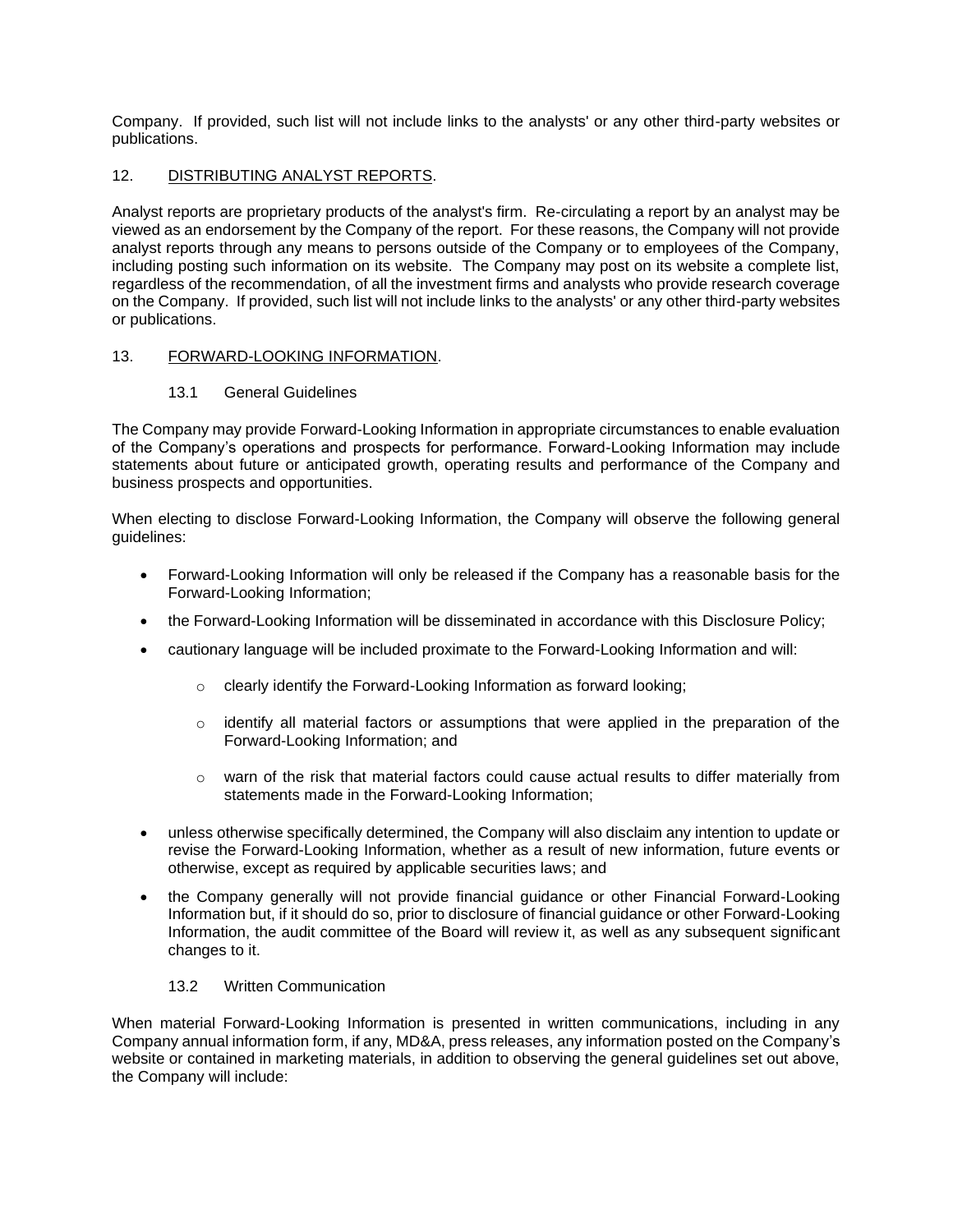Company. If provided, such list will not include links to the analysts' or any other third-party websites or publications.

## 12. DISTRIBUTING ANALYST REPORTS.

Analyst reports are proprietary products of the analyst's firm. Re-circulating a report by an analyst may be viewed as an endorsement by the Company of the report. For these reasons, the Company will not provide analyst reports through any means to persons outside of the Company or to employees of the Company, including posting such information on its website. The Company may post on its website a complete list, regardless of the recommendation, of all the investment firms and analysts who provide research coverage on the Company. If provided, such list will not include links to the analysts' or any other third-party websites or publications.

## 13. FORWARD-LOOKING INFORMATION.

### 13.1 General Guidelines

The Company may provide Forward-Looking Information in appropriate circumstances to enable evaluation of the Company's operations and prospects for performance. Forward-Looking Information may include statements about future or anticipated growth, operating results and performance of the Company and business prospects and opportunities.

When electing to disclose Forward-Looking Information, the Company will observe the following general guidelines:

- Forward-Looking Information will only be released if the Company has a reasonable basis for the Forward-Looking Information;
- the Forward-Looking Information will be disseminated in accordance with this Disclosure Policy;
- cautionary language will be included proximate to the Forward-Looking Information and will:
    - clearly identify the Forward-Looking Information as forward looking;
    - identify all material factors or assumptions that were applied in the preparation of the Forward-Looking Information; and
    - warn of the risk that material factors could cause actual results to differ materially from statements made in the Forward-Looking Information;
- unless otherwise specifically determined, the Company will also disclaim any intention to update or revise the Forward-Looking Information, whether as a result of new information, future events or otherwise, except as required by applicable securities laws; and
- the Company generally will not provide financial guidance or other Financial Forward-Looking Information but, if it should do so, prior to disclosure of financial guidance or other Forward-Looking Information, the audit committee of the Board will review it, as well as any subsequent significant changes to it.

### 13.2 Written Communication

When material Forward-Looking Information is presented in written communications, including in any Company annual information form, if any, MD&A, press releases, any information posted on the Company's website or contained in marketing materials, in addition to observing the general guidelines set out above, the Company will include: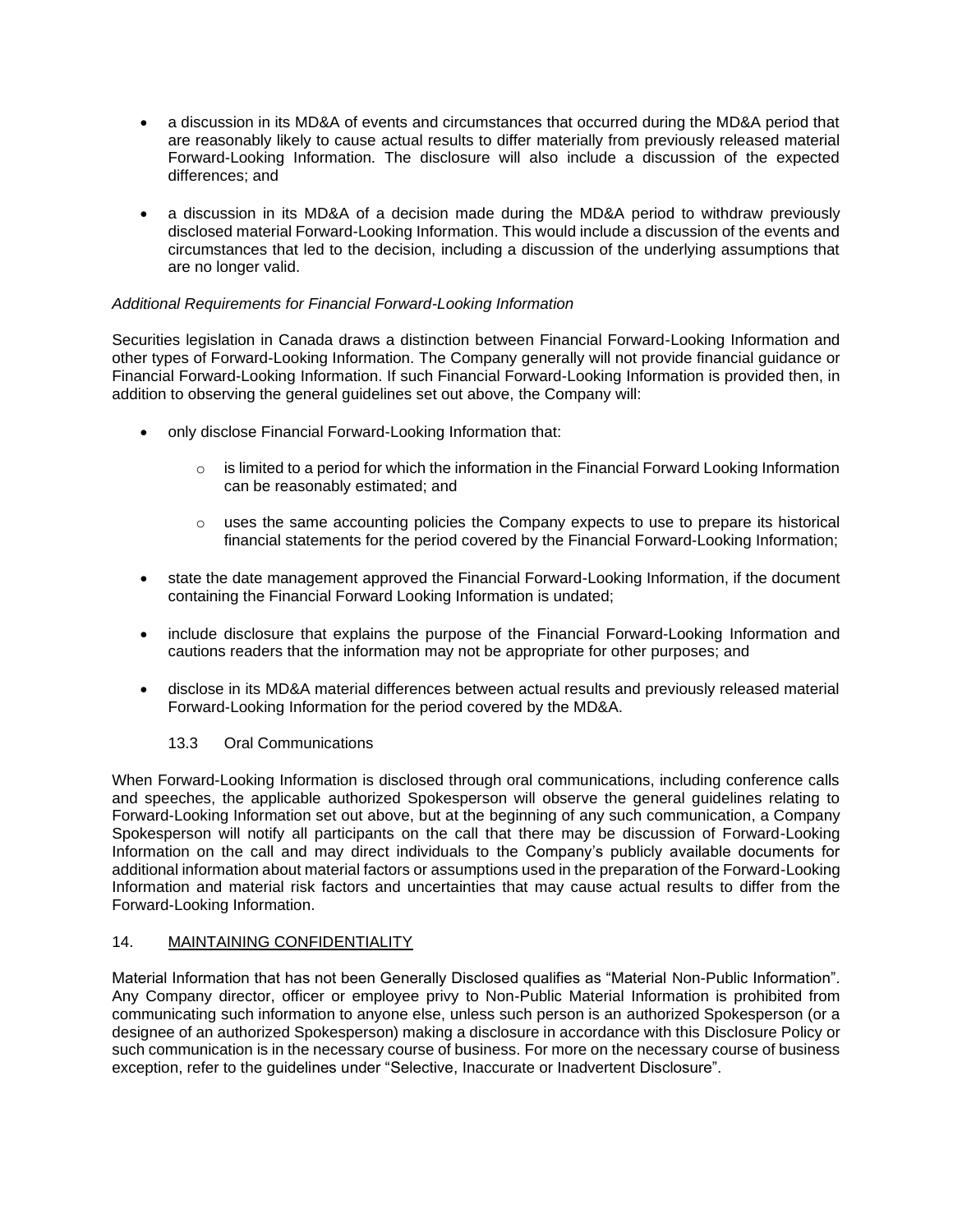- a discussion in its MD&A of events and circumstances that occurred during the MD&A period that are reasonably likely to cause actual results to differ materially from previously released material Forward-Looking Information. The disclosure will also include a discussion of the expected differences; and
- a discussion in its MD&A of a decision made during the MD&A period to withdraw previously disclosed material Forward-Looking Information. This would include a discussion of the events and circumstances that led to the decision, including a discussion of the underlying assumptions that are no longer valid.

*Additional Requirements for Financial Forward-Looking Information*

Securities legislation in Canada draws a distinction between Financial Forward-Looking Information and other types of Forward-Looking Information. The Company generally will not provide financial guidance or Financial Forward-Looking Information. If such Financial Forward-Looking Information is provided then, in addition to observing the general guidelines set out above, the Company will:

- only disclose Financial Forward-Looking Information that:
  - is limited to a period for which the information in the Financial Forward Looking Information can be reasonably estimated; and
  - uses the same accounting policies the Company expects to use to prepare its historical financial statements for the period covered by the Financial Forward-Looking Information;
- state the date management approved the Financial Forward-Looking Information, if the document containing the Financial Forward Looking Information is undated;
- include disclosure that explains the purpose of the Financial Forward-Looking Information and cautions readers that the information may not be appropriate for other purposes; and
- disclose in its MD&A material differences between actual results and previously released material Forward-Looking Information for the period covered by the MD&A.

### 13.3 Oral Communications

When Forward-Looking Information is disclosed through oral communications, including conference calls and speeches, the applicable authorized Spokesperson will observe the general guidelines relating to Forward-Looking Information set out above, but at the beginning of any such communication, a Company Spokesperson will notify all participants on the call that there may be discussion of Forward-Looking Information on the call and may direct individuals to the Company's publicly available documents for additional information about material factors or assumptions used in the preparation of the Forward-Looking Information and material risk factors and uncertainties that may cause actual results to differ from the Forward-Looking Information.

## 14. MAINTAINING CONFIDENTIALITY

Material Information that has not been Generally Disclosed qualifies as "Material Non-Public Information". Any Company director, officer or employee privy to Non-Public Material Information is prohibited from communicating such information to anyone else, unless such person is an authorized Spokesperson (or a designee of an authorized Spokesperson) making a disclosure in accordance with this Disclosure Policy or such communication is in the necessary course of business. For more on the necessary course of business exception, refer to the guidelines under "Selective, Inaccurate or Inadvertent Disclosure".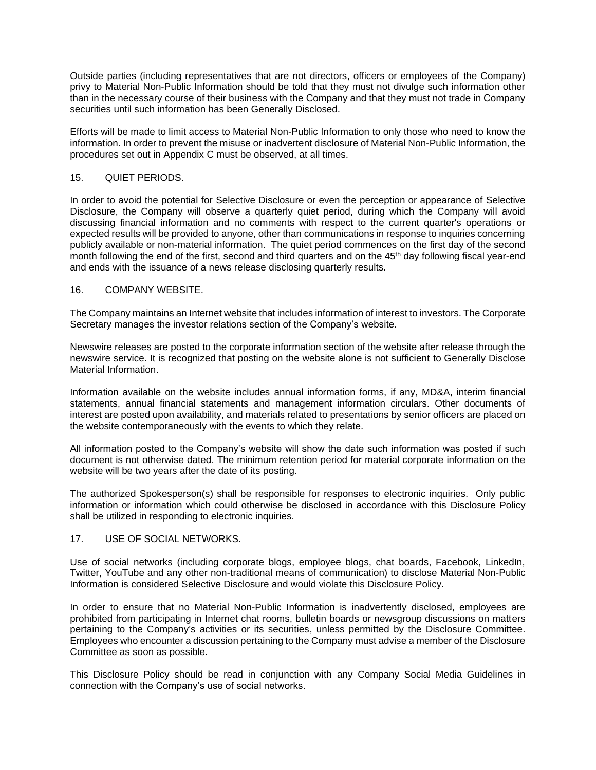Outside parties (including representatives that are not directors, officers or employees of the Company) privy to Material Non-Public Information should be told that they must not divulge such information other than in the necessary course of their business with the Company and that they must not trade in Company securities until such information has been Generally Disclosed.

Efforts will be made to limit access to Material Non-Public Information to only those who need to know the information. In order to prevent the misuse or inadvertent disclosure of Material Non-Public Information, the procedures set out in Appendix C must be observed, at all times.

## 15. QUIET PERIODS.

In order to avoid the potential for Selective Disclosure or even the perception or appearance of Selective Disclosure, the Company will observe a quarterly quiet period, during which the Company will avoid discussing financial information and no comments with respect to the current quarter's operations or expected results will be provided to anyone, other than communications in response to inquiries concerning publicly available or non-material information. The quiet period commences on the first day of the second month following the end of the first, second and third quarters and on the 45th day following fiscal year-end and ends with the issuance of a news release disclosing quarterly results.

## 16. COMPANY WEBSITE.

The Company maintains an Internet website that includes information of interest to investors. The Corporate Secretary manages the investor relations section of the Company's website.

Newswire releases are posted to the corporate information section of the website after release through the newswire service. It is recognized that posting on the website alone is not sufficient to Generally Disclose Material Information.

Information available on the website includes annual information forms, if any, MD&A, interim financial statements, annual financial statements and management information circulars. Other documents of interest are posted upon availability, and materials related to presentations by senior officers are placed on the website contemporaneously with the events to which they relate.

All information posted to the Company's website will show the date such information was posted if such document is not otherwise dated. The minimum retention period for material corporate information on the website will be two years after the date of its posting.

The authorized Spokesperson(s) shall be responsible for responses to electronic inquiries. Only public information or information which could otherwise be disclosed in accordance with this Disclosure Policy shall be utilized in responding to electronic inquiries.

## 17. USE OF SOCIAL NETWORKS.

Use of social networks (including corporate blogs, employee blogs, chat boards, Facebook, LinkedIn, Twitter, YouTube and any other non-traditional means of communication) to disclose Material Non-Public Information is considered Selective Disclosure and would violate this Disclosure Policy.

In order to ensure that no Material Non-Public Information is inadvertently disclosed, employees are prohibited from participating in Internet chat rooms, bulletin boards or newsgroup discussions on matters pertaining to the Company's activities or its securities, unless permitted by the Disclosure Committee. Employees who encounter a discussion pertaining to the Company must advise a member of the Disclosure Committee as soon as possible.

This Disclosure Policy should be read in conjunction with any Company Social Media Guidelines in connection with the Company's use of social networks.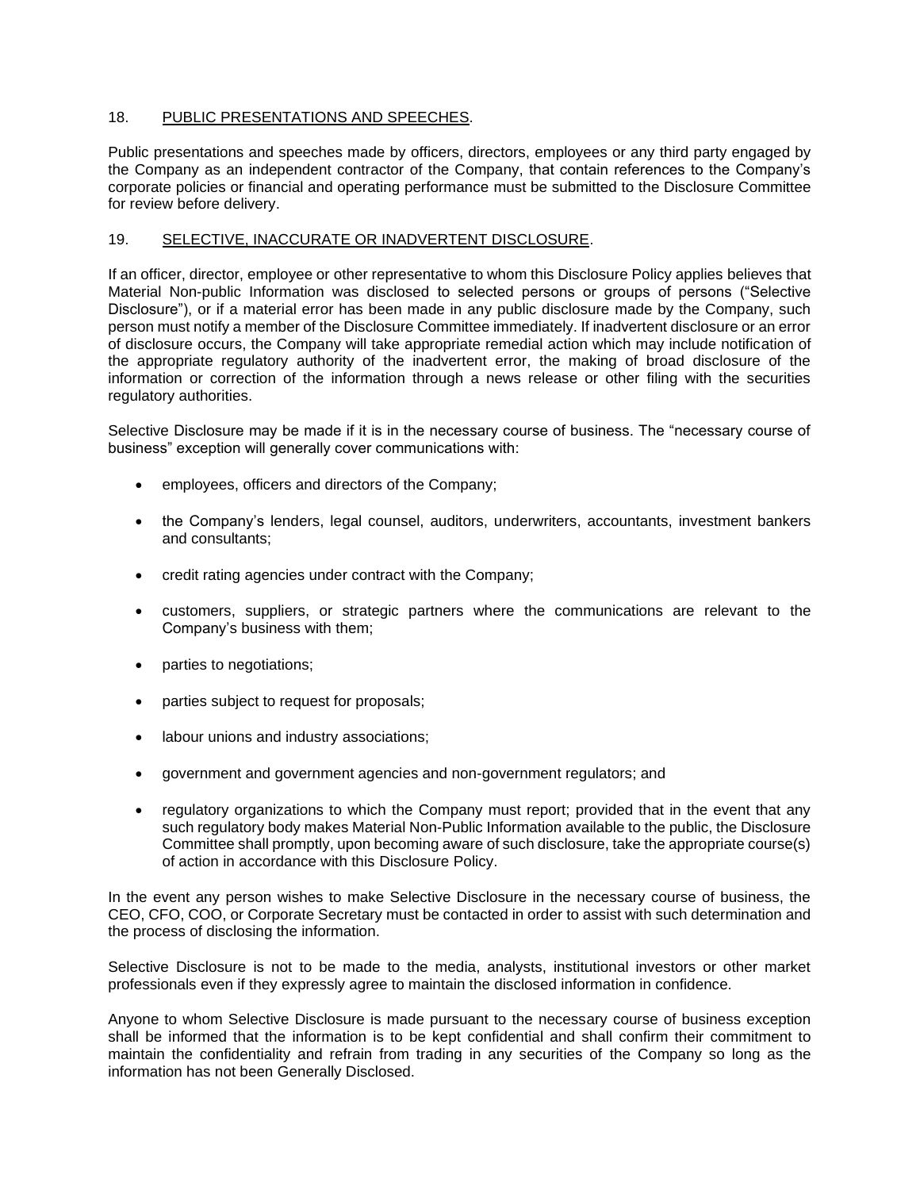## 18. PUBLIC PRESENTATIONS AND SPEECHES.

Public presentations and speeches made by officers, directors, employees or any third party engaged by the Company as an independent contractor of the Company, that contain references to the Company's corporate policies or financial and operating performance must be submitted to the Disclosure Committee for review before delivery.

## 19. SELECTIVE, INACCURATE OR INADVERTENT DISCLOSURE.

If an officer, director, employee or other representative to whom this Disclosure Policy applies believes that Material Non-public Information was disclosed to selected persons or groups of persons ("Selective Disclosure"), or if a material error has been made in any public disclosure made by the Company, such person must notify a member of the Disclosure Committee immediately. If inadvertent disclosure or an error of disclosure occurs, the Company will take appropriate remedial action which may include notification of the appropriate regulatory authority of the inadvertent error, the making of broad disclosure of the information or correction of the information through a news release or other filing with the securities regulatory authorities.

Selective Disclosure may be made if it is in the necessary course of business. The "necessary course of business" exception will generally cover communications with:

- employees, officers and directors of the Company;
- the Company's lenders, legal counsel, auditors, underwriters, accountants, investment bankers and consultants;
- credit rating agencies under contract with the Company;
- customers, suppliers, or strategic partners where the communications are relevant to the Company's business with them;
- parties to negotiations;
- parties subject to request for proposals;
- labour unions and industry associations;
- government and government agencies and non-government regulators; and
- regulatory organizations to which the Company must report; provided that in the event that any such regulatory body makes Material Non-Public Information available to the public, the Disclosure Committee shall promptly, upon becoming aware of such disclosure, take the appropriate course(s) of action in accordance with this Disclosure Policy.

In the event any person wishes to make Selective Disclosure in the necessary course of business, the CEO, CFO, COO, or Corporate Secretary must be contacted in order to assist with such determination and the process of disclosing the information.

Selective Disclosure is not to be made to the media, analysts, institutional investors or other market professionals even if they expressly agree to maintain the disclosed information in confidence.

Anyone to whom Selective Disclosure is made pursuant to the necessary course of business exception shall be informed that the information is to be kept confidential and shall confirm their commitment to maintain the confidentiality and refrain from trading in any securities of the Company so long as the information has not been Generally Disclosed.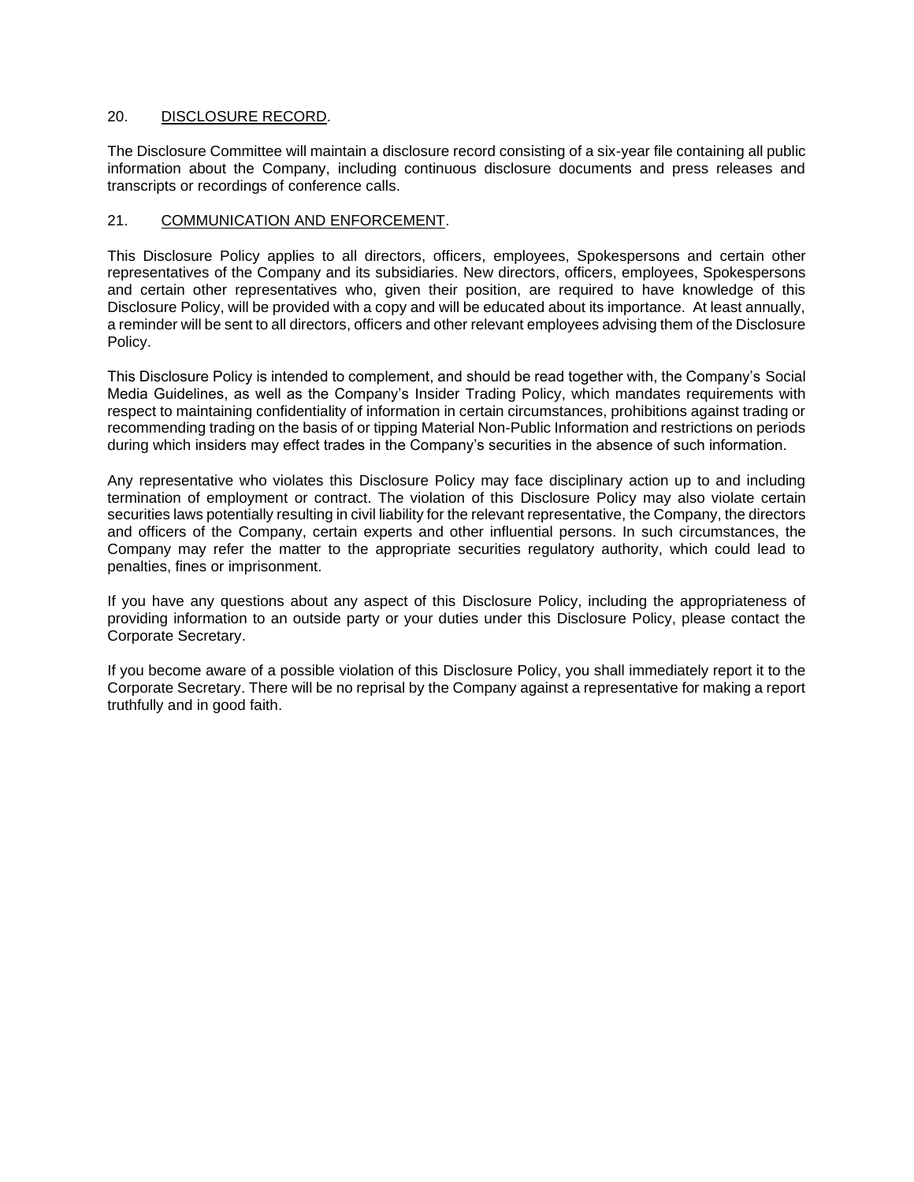## 20. DISCLOSURE RECORD.

The Disclosure Committee will maintain a disclosure record consisting of a six-year file containing all public information about the Company, including continuous disclosure documents and press releases and transcripts or recordings of conference calls.

## 21. COMMUNICATION AND ENFORCEMENT.

This Disclosure Policy applies to all directors, officers, employees, Spokespersons and certain other representatives of the Company and its subsidiaries. New directors, officers, employees, Spokespersons and certain other representatives who, given their position, are required to have knowledge of this Disclosure Policy, will be provided with a copy and will be educated about its importance. At least annually, a reminder will be sent to all directors, officers and other relevant employees advising them of the Disclosure Policy.

This Disclosure Policy is intended to complement, and should be read together with, the Company's Social Media Guidelines, as well as the Company's Insider Trading Policy, which mandates requirements with respect to maintaining confidentiality of information in certain circumstances, prohibitions against trading or recommending trading on the basis of or tipping Material Non-Public Information and restrictions on periods during which insiders may effect trades in the Company's securities in the absence of such information.

Any representative who violates this Disclosure Policy may face disciplinary action up to and including termination of employment or contract. The violation of this Disclosure Policy may also violate certain securities laws potentially resulting in civil liability for the relevant representative, the Company, the directors and officers of the Company, certain experts and other influential persons. In such circumstances, the Company may refer the matter to the appropriate securities regulatory authority, which could lead to penalties, fines or imprisonment.

If you have any questions about any aspect of this Disclosure Policy, including the appropriateness of providing information to an outside party or your duties under this Disclosure Policy, please contact the Corporate Secretary.

If you become aware of a possible violation of this Disclosure Policy, you shall immediately report it to the Corporate Secretary. There will be no reprisal by the Company against a representative for making a report truthfully and in good faith.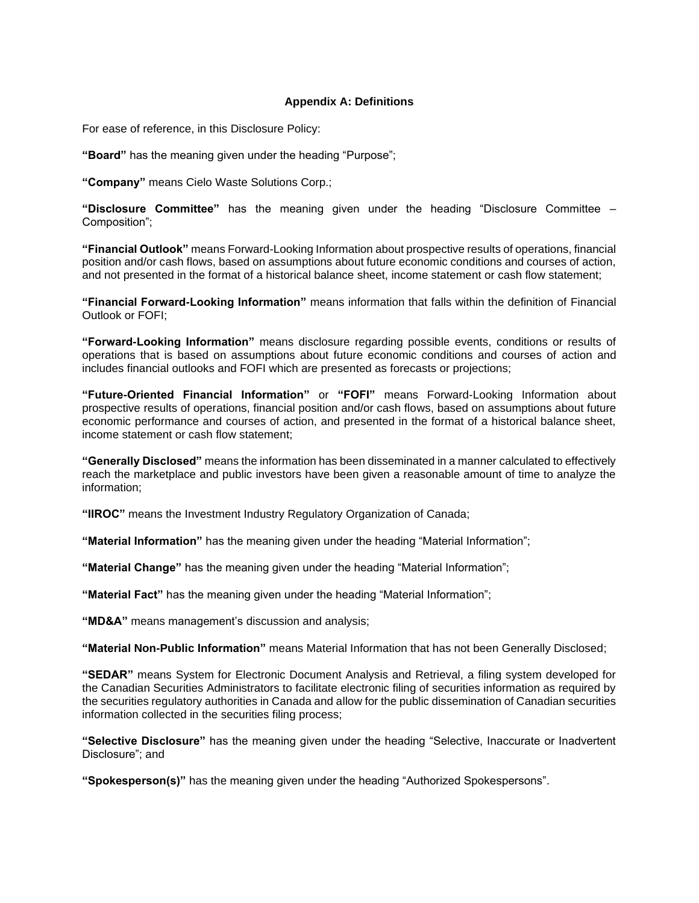## Appendix A: Definitions

For ease of reference, in this Disclosure Policy:

**"Board"** has the meaning given under the heading "Purpose";

**"Company"** means Cielo Waste Solutions Corp.;

**"Disclosure Committee"** has the meaning given under the heading "Disclosure Committee – Composition";

**"Financial Outlook"** means Forward-Looking Information about prospective results of operations, financial position and/or cash flows, based on assumptions about future economic conditions and courses of action, and not presented in the format of a historical balance sheet, income statement or cash flow statement;

**"Financial Forward-Looking Information"** means information that falls within the definition of Financial Outlook or FOFI;

**"Forward-Looking Information"** means disclosure regarding possible events, conditions or results of operations that is based on assumptions about future economic conditions and courses of action and includes financial outlooks and FOFI which are presented as forecasts or projections;

**"Future-Oriented Financial Information"** or **"FOFI"** means Forward-Looking Information about prospective results of operations, financial position and/or cash flows, based on assumptions about future economic performance and courses of action, and presented in the format of a historical balance sheet, income statement or cash flow statement;

**"Generally Disclosed"** means the information has been disseminated in a manner calculated to effectively reach the marketplace and public investors have been given a reasonable amount of time to analyze the information;

**"IIROC"** means the Investment Industry Regulatory Organization of Canada;

**"Material Information"** has the meaning given under the heading "Material Information";

**"Material Change"** has the meaning given under the heading "Material Information";

**"Material Fact"** has the meaning given under the heading "Material Information";

**"MD&A"** means management's discussion and analysis;

**"Material Non-Public Information"** means Material Information that has not been Generally Disclosed;

**"SEDAR"** means System for Electronic Document Analysis and Retrieval, a filing system developed for the Canadian Securities Administrators to facilitate electronic filing of securities information as required by the securities regulatory authorities in Canada and allow for the public dissemination of Canadian securities information collected in the securities filing process;

**"Selective Disclosure"** has the meaning given under the heading "Selective, Inaccurate or Inadvertent Disclosure"; and

**"Spokesperson(s)"** has the meaning given under the heading "Authorized Spokespersons".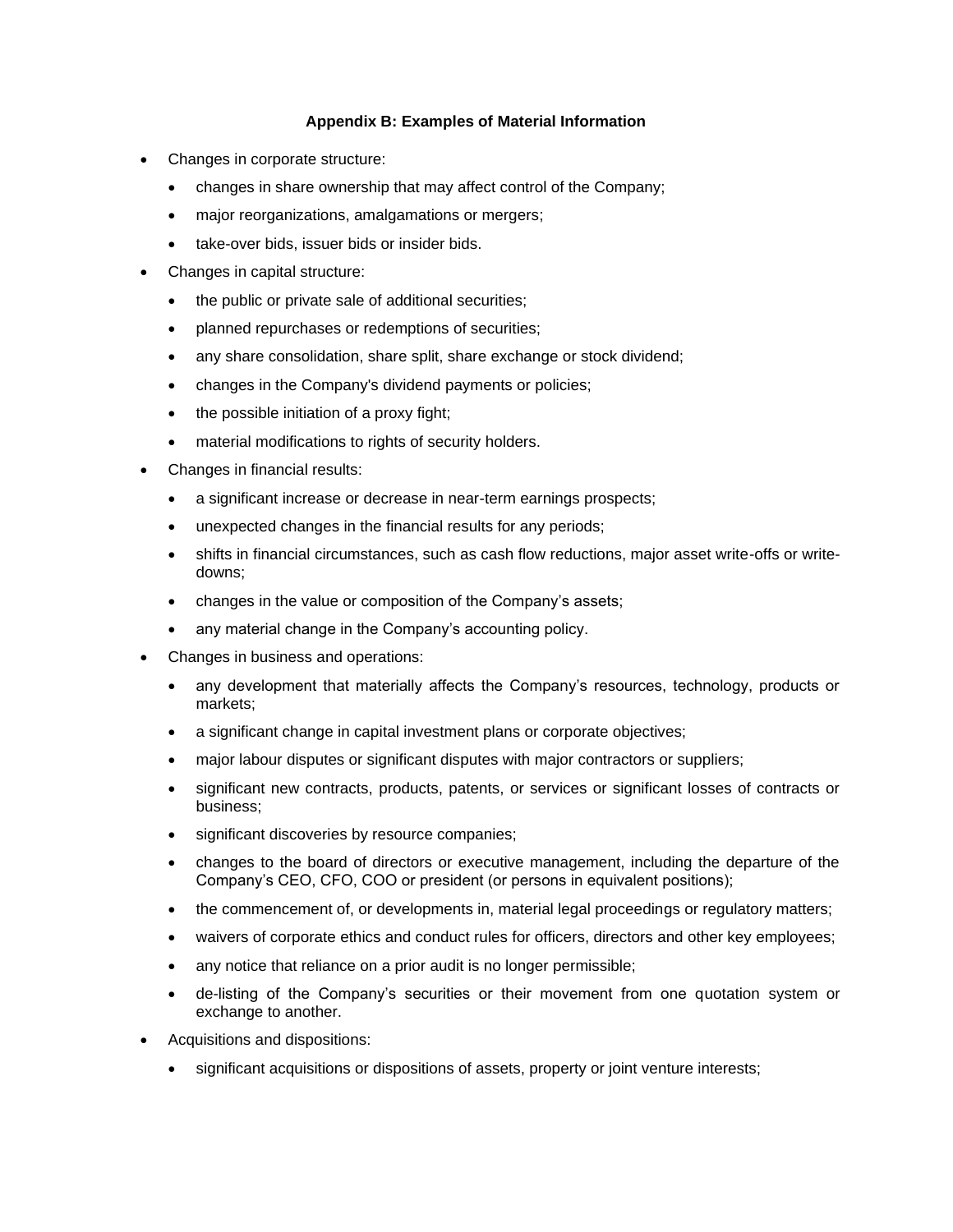**Appendix B: Examples of Material Information**

- Changes in corporate structure:
  - changes in share ownership that may affect control of the Company;
  - major reorganizations, amalgamations or mergers;
  - take-over bids, issuer bids or insider bids.
- Changes in capital structure:
  - the public or private sale of additional securities;
  - planned repurchases or redemptions of securities;
  - any share consolidation, share split, share exchange or stock dividend;
  - changes in the Company's dividend payments or policies;
  - the possible initiation of a proxy fight;
  - material modifications to rights of security holders.
- Changes in financial results:
  - a significant increase or decrease in near-term earnings prospects;
  - unexpected changes in the financial results for any periods;
  - shifts in financial circumstances, such as cash flow reductions, major asset write-offs or write-downs;
  - changes in the value or composition of the Company's assets;
  - any material change in the Company's accounting policy.
- Changes in business and operations:
  - any development that materially affects the Company's resources, technology, products or markets;
  - a significant change in capital investment plans or corporate objectives;
  - major labour disputes or significant disputes with major contractors or suppliers;
  - significant new contracts, products, patents, or services or significant losses of contracts or business;
  - significant discoveries by resource companies;
  - changes to the board of directors or executive management, including the departure of the Company's CEO, CFO, COO or president (or persons in equivalent positions);
  - the commencement of, or developments in, material legal proceedings or regulatory matters;
  - waivers of corporate ethics and conduct rules for officers, directors and other key employees;
  - any notice that reliance on a prior audit is no longer permissible;
  - de-listing of the Company's securities or their movement from one quotation system or exchange to another.
- Acquisitions and dispositions:
  - significant acquisitions or dispositions of assets, property or joint venture interests;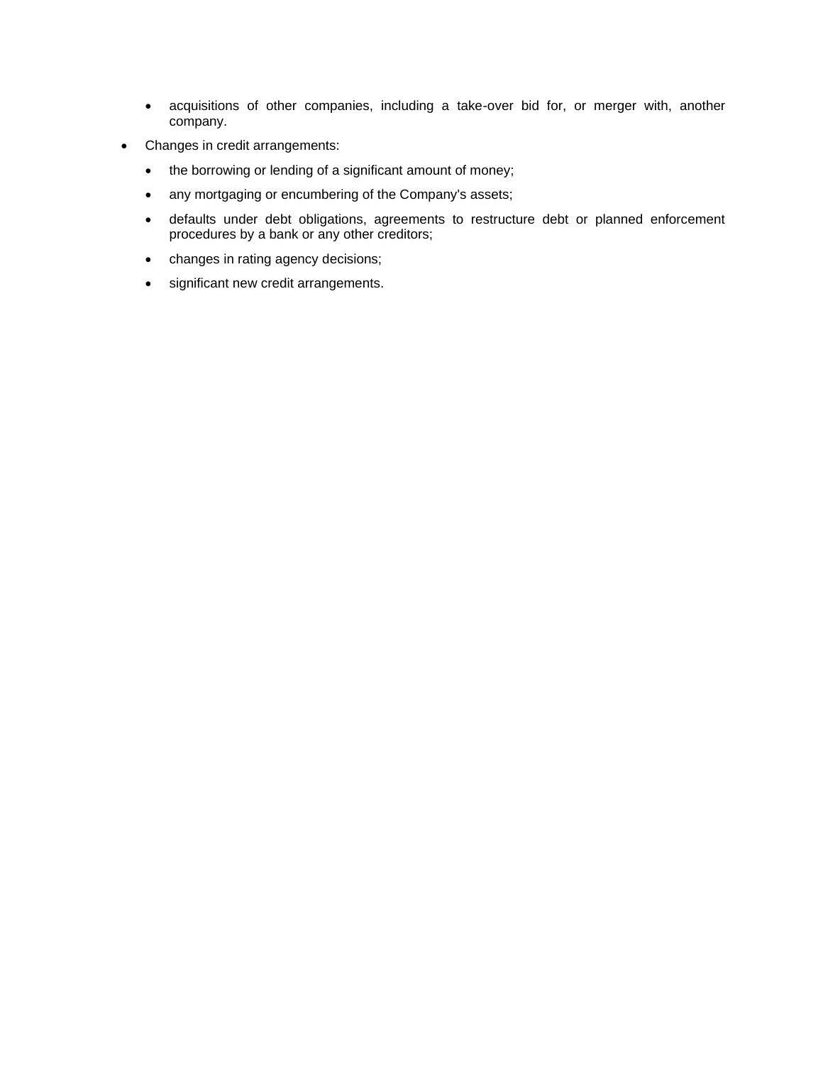- acquisitions of other companies, including a take-over bid for, or merger with, another company.

- Changes in credit arrangements:
  - the borrowing or lending of a significant amount of money;
  - any mortgaging or encumbering of the Company's assets;
  - defaults under debt obligations, agreements to restructure debt or planned enforcement procedures by a bank or any other creditors;
  - changes in rating agency decisions;
  - significant new credit arrangements.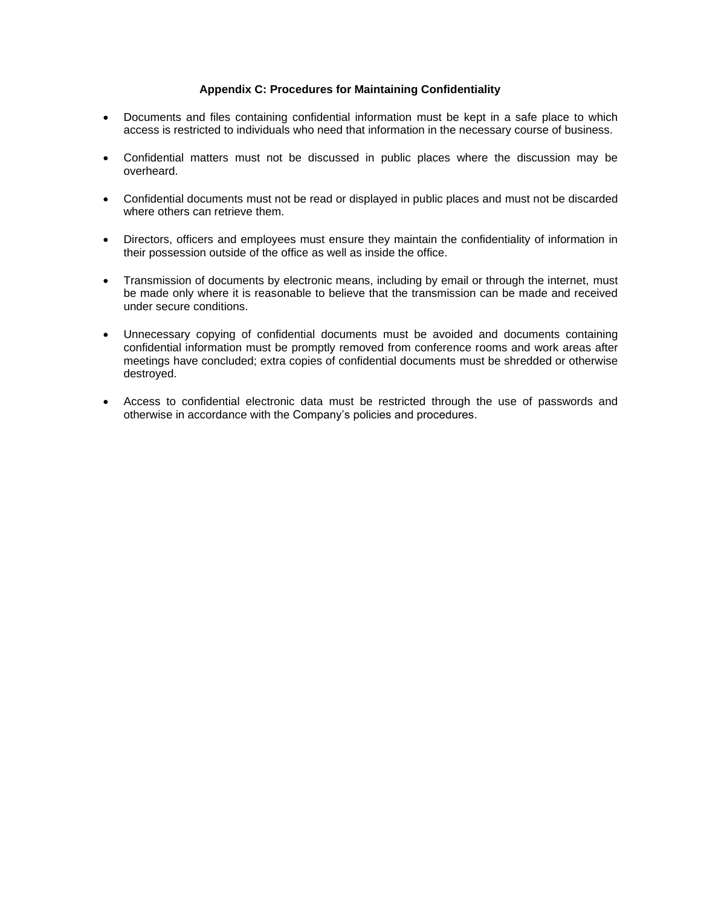## Appendix C: Procedures for Maintaining Confidentiality

- Documents and files containing confidential information must be kept in a safe place to which access is restricted to individuals who need that information in the necessary course of business.

- Confidential matters must not be discussed in public places where the discussion may be overheard.

- Confidential documents must not be read or displayed in public places and must not be discarded where others can retrieve them.

- Directors, officers and employees must ensure they maintain the confidentiality of information in their possession outside of the office as well as inside the office.

- Transmission of documents by electronic means, including by email or through the internet, must be made only where it is reasonable to believe that the transmission can be made and received under secure conditions.

- Unnecessary copying of confidential documents must be avoided and documents containing confidential information must be promptly removed from conference rooms and work areas after meetings have concluded; extra copies of confidential documents must be shredded or otherwise destroyed.

- Access to confidential electronic data must be restricted through the use of passwords and otherwise in accordance with the Company's policies and procedures.